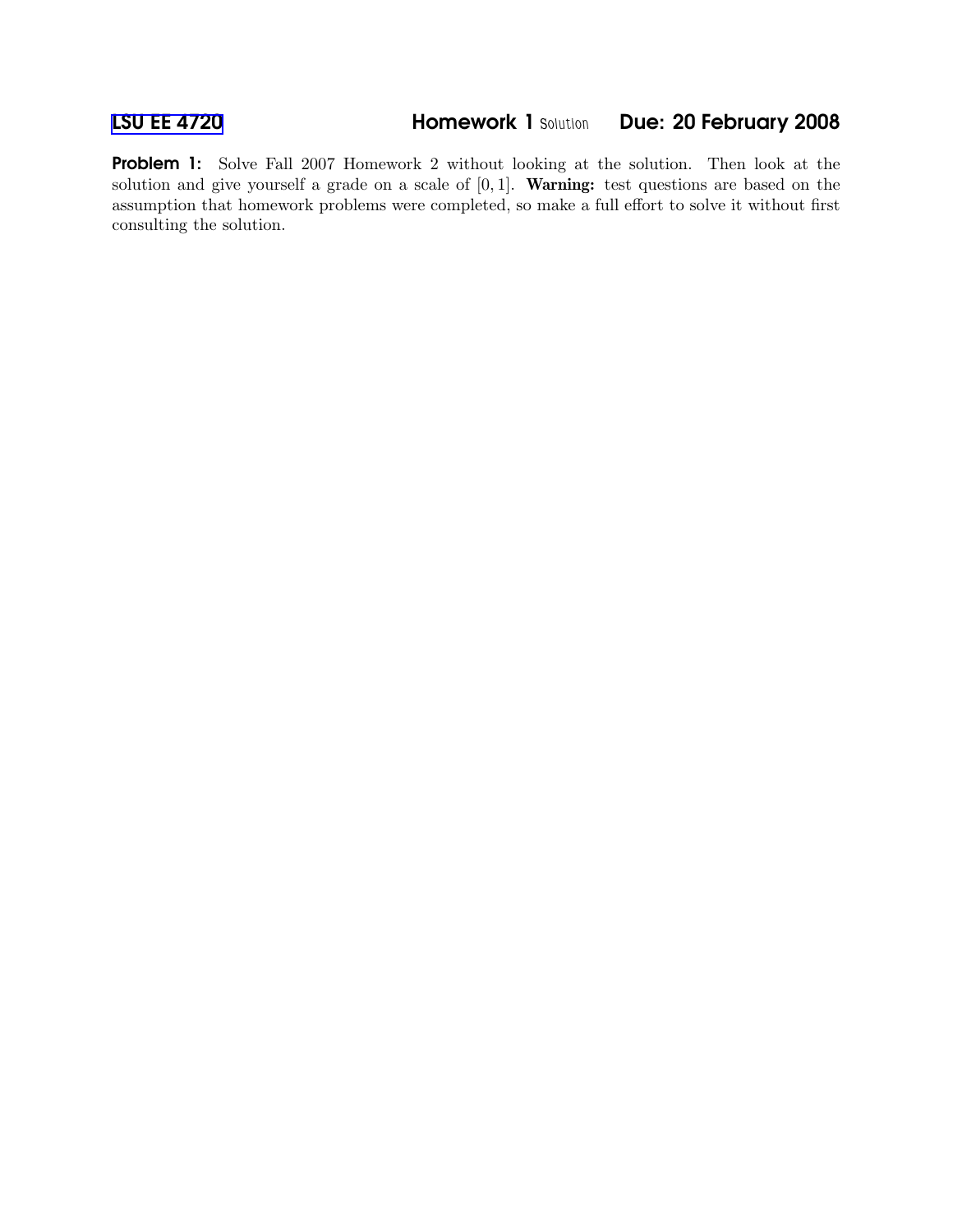# LSU EE 4720 Homework 1 *Solution* Due: 20 February 2008

**Problem 1:** Solve Fall 2007 Homework 2 without looking at the solution. Then look at the solution and give yourself a grade on a scale of $[0, 1]$. **Warning:** test questions are based on the assumption that homework problems were completed, so make a full effort to solve it without first consulting the solution.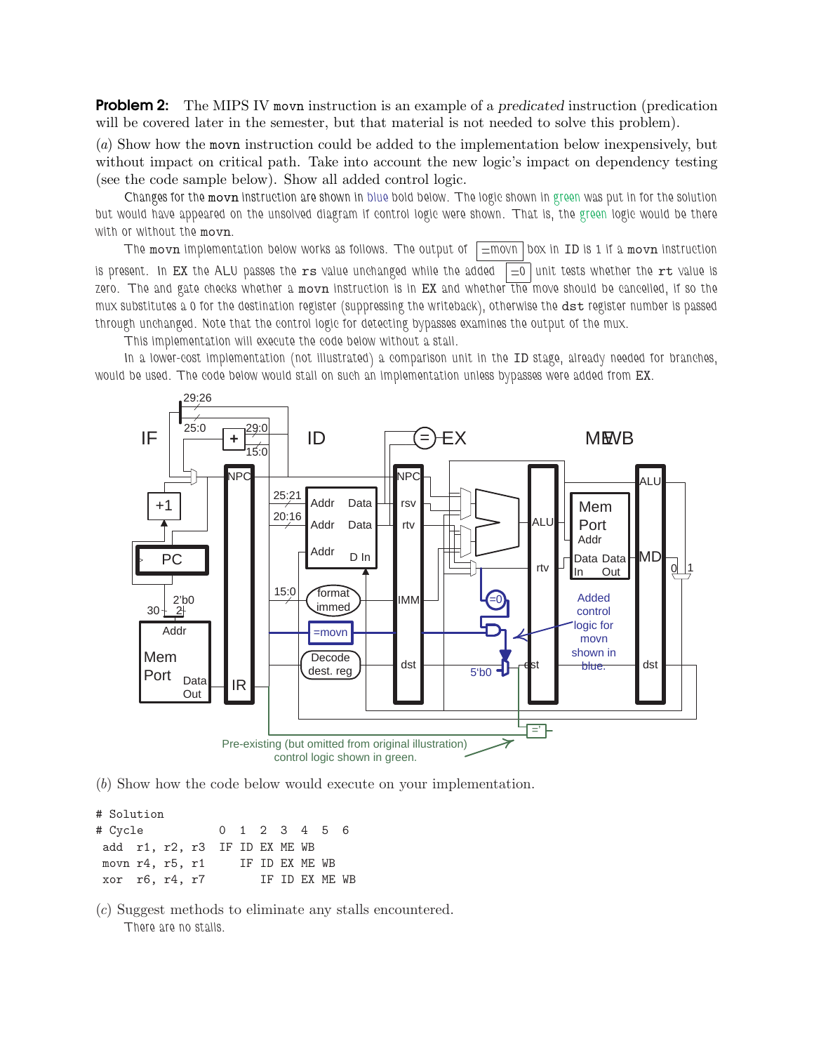**Problem 2:** The MIPS IV `movn` instruction is an example of a *predicated* instruction (predication will be covered later in the semester, but that material is not needed to solve this problem).

(*a*) Show how the `movn` instruction could be added to the implementation below inexpensively, but without impact on critical path. Take into account the new logic's impact on dependency testing (see the code sample below). Show all added control logic.

Changes for the `movn` instruction are shown in blue bold below. The logic shown in green was put in for the solution but would have appeared on the unsolved diagram if control logic were shown. That is, the green logic would be there with or without the `movn`.

The `movn` implementation below works as follows. The output of =movn box in ID is 1 if a `movn` instruction is present. In EX the ALU passes the `rs` value unchanged while the added =0 unit tests whether the `rt` value is zero. The and gate checks whether a `movn` instruction is in EX and whether the move should be cancelled, if so the mux substitutes a 0 for the destination register (suppressing the writeback), otherwise the `dst` register number is passed through unchanged. Note that the control logic for detecting bypasses examines the output of the mux.

This implementation will execute the code below without a stall.

In a lower-cost implementation (not illustrated) a comparison unit in the ID stage, already needed for branches, would be used. The code below would stall on such an implementation unless bypasses were added from EX.

IF ID EX ME WB

29:26
25:0
29:0
15:0
+
+1
PC
NPC
IR
30
2'b0
2
Addr
Mem Port
Data Out
25:21
20:16
15:0
Addr Data
Addr Data
Addr D In
format immed
=movn
Decode dest. reg
=
NPC
rsv
rtv
IMM
dst
=0
5'b0
ALU
rtv
dst
Mem Port
Addr
Data In
Data Out
ALU
MD
dst
0 1
=
Added control logic for movn shown in blue.
Pre-existing (but omitted from original illustration) control logic shown in green.

(*b*) Show how the code below would execute on your implementation.

```
# Solution
# Cycle          0  1  2  3  4  5  6
 add  r1, r2, r3  IF ID EX ME WB
 movn r4, r5, r1     IF ID EX ME WB
 xor  r6, r4, r7        IF ID EX ME WB
```

(*c*) Suggest methods to eliminate any stalls encountered.

There are no stalls.